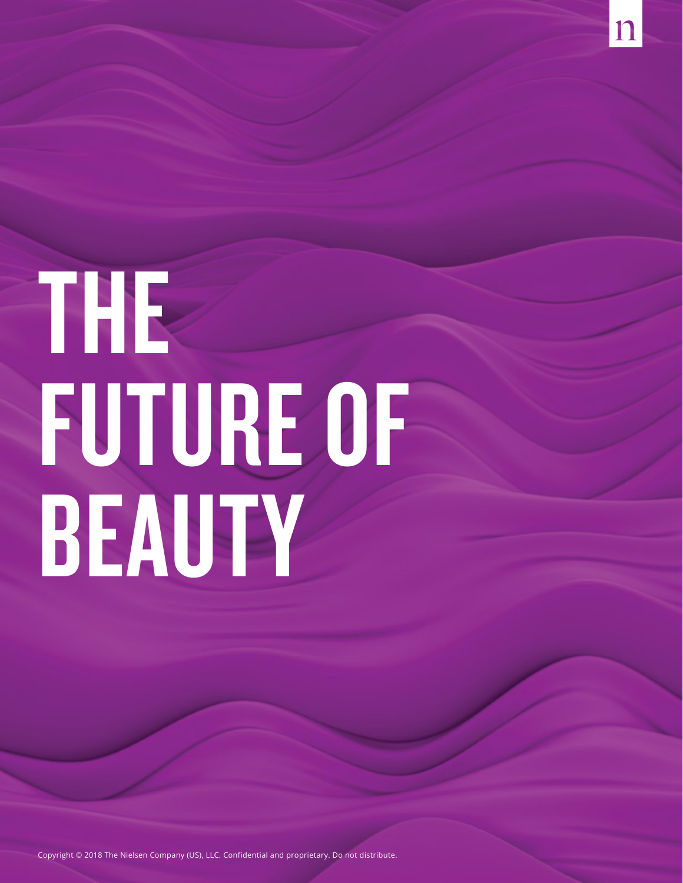# THE FUTURE OF BEAUTY

Copyright © 2018 The Nielsen Company (US), LLC. Confidential and proprietary. Do not distribute.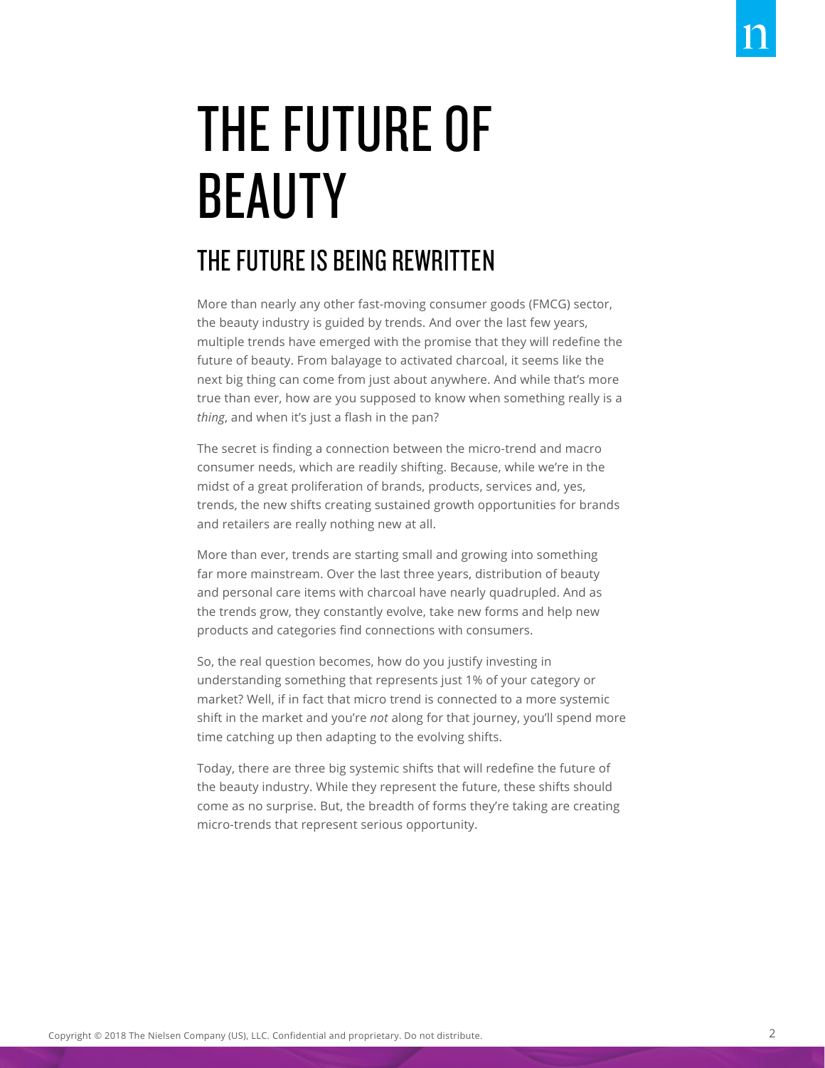# THE FUTURE OF BEAUTY

## THE FUTURE IS BEING REWRITTEN

More than nearly any other fast-moving consumer goods (FMCG) sector, the beauty industry is guided by trends. And over the last few years, multiple trends have emerged with the promise that they will redefine the future of beauty. From balayage to activated charcoal, it seems like the next big thing can come from just about anywhere. And while that's more true than ever, how are you supposed to know when something really is a *thing*, and when it's just a flash in the pan?

The secret is finding a connection between the micro-trend and macro consumer needs, which are readily shifting. Because, while we're in the midst of a great proliferation of brands, products, services and, yes, trends, the new shifts creating sustained growth opportunities for brands and retailers are really nothing new at all.

More than ever, trends are starting small and growing into something far more mainstream. Over the last three years, distribution of beauty and personal care items with charcoal have nearly quadrupled. And as the trends grow, they constantly evolve, take new forms and help new products and categories find connections with consumers.

So, the real question becomes, how do you justify investing in understanding something that represents just 1% of your category or market? Well, if in fact that micro trend is connected to a more systemic shift in the market and you're *not* along for that journey, you'll spend more time catching up then adapting to the evolving shifts.

Today, there are three big systemic shifts that will redefine the future of the beauty industry. While they represent the future, these shifts should come as no surprise. But, the breadth of forms they're taking are creating micro-trends that represent serious opportunity.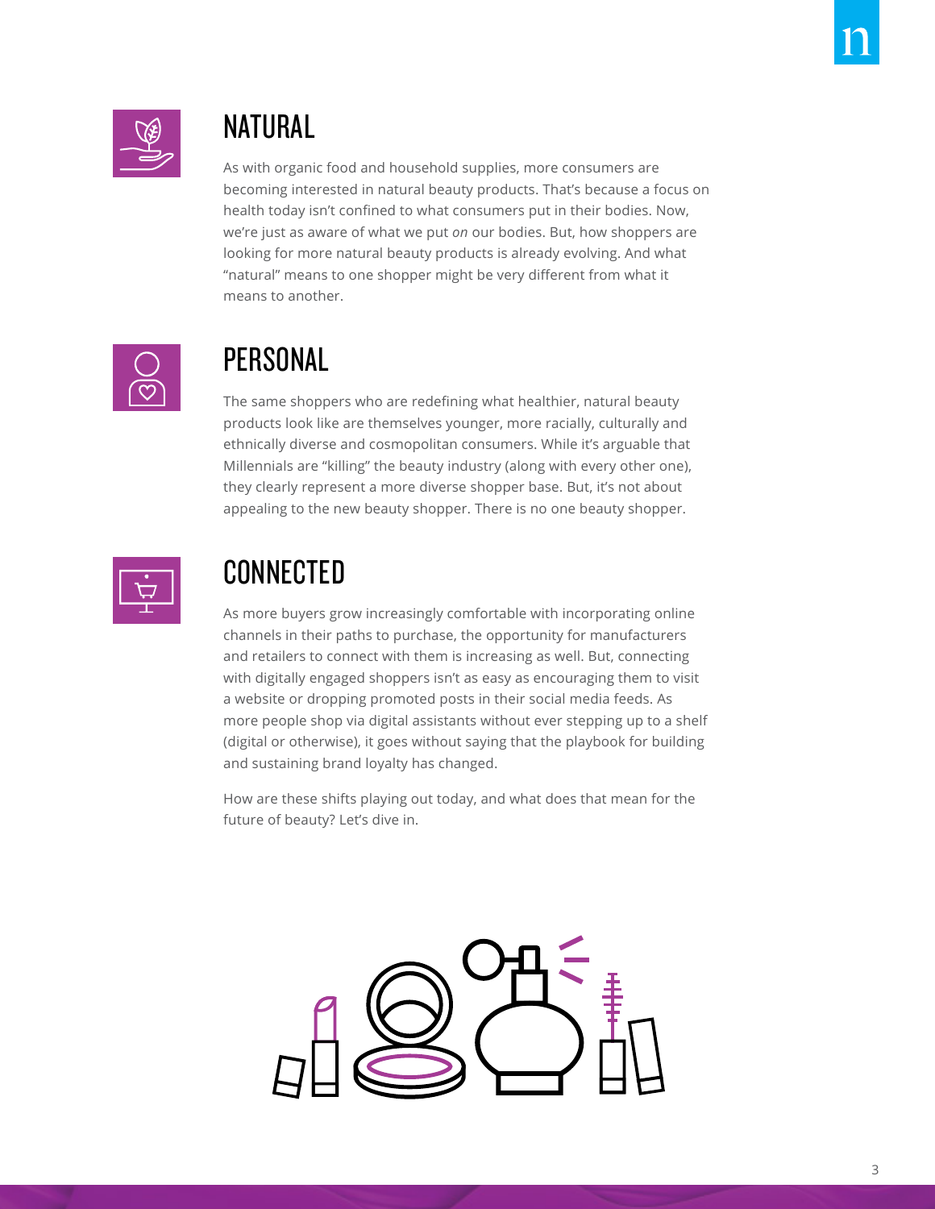## NATURAL

As with organic food and household supplies, more consumers are becoming interested in natural beauty products. That's because a focus on health today isn't confined to what consumers put in their bodies. Now, we're just as aware of what we put *on* our bodies. But, how shoppers are looking for more natural beauty products is already evolving. And what "natural" means to one shopper might be very different from what it means to another.

## PERSONAL

The same shoppers who are redefining what healthier, natural beauty products look like are themselves younger, more racially, culturally and ethnically diverse and cosmopolitan consumers. While it's arguable that Millennials are "killing" the beauty industry (along with every other one), they clearly represent a more diverse shopper base. But, it's not about appealing to the new beauty shopper. There is no one beauty shopper.

## CONNECTED

As more buyers grow increasingly comfortable with incorporating online channels in their paths to purchase, the opportunity for manufacturers and retailers to connect with them is increasing as well. But, connecting with digitally engaged shoppers isn't as easy as encouraging them to visit a website or dropping promoted posts in their social media feeds. As more people shop via digital assistants without ever stepping up to a shelf (digital or otherwise), it goes without saying that the playbook for building and sustaining brand loyalty has changed.

How are these shifts playing out today, and what does that mean for the future of beauty? Let's dive in.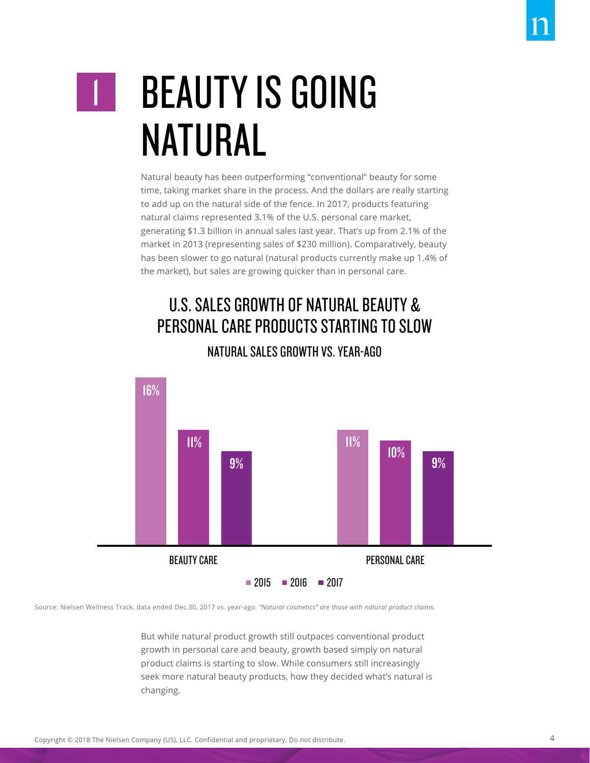# 1 BEAUTY IS GOING NATURAL

Natural beauty has been outperforming "conventional" beauty for some time, taking market share in the process. And the dollars are really starting to add up on the natural side of the fence. In 2017, products featuring natural claims represented 3.1% of the U.S. personal care market, generating $1.3 billion in annual sales last year. That's up from 2.1% of the market in 2013 (representing sales of $230 million). Comparatively, beauty has been slower to go natural (natural products currently make up 1.4% of the market), but sales are growing quicker than in personal care.

## U.S. SALES GROWTH OF NATURAL BEAUTY & PERSONAL CARE PRODUCTS STARTING TO SLOW

### NATURAL SALES GROWTH VS. YEAR-AGO

| | 2015 | 2016 | 2017 |
|---|---|---|---|
| BEAUTY CARE | 16% | 11% | 9% |
| PERSONAL CARE | 11% | 10% | 9% |

Source: Nielsen Wellness Track, data ended Dec.30, 2017 vs. year-ago. *"Natural cosmetics" are those with natural product claims.*

But while natural product growth still outpaces conventional product growth in personal care and beauty, growth based simply on natural product claims is starting to slow. While consumers still increasingly seek more natural beauty products, how they decided what's natural is changing.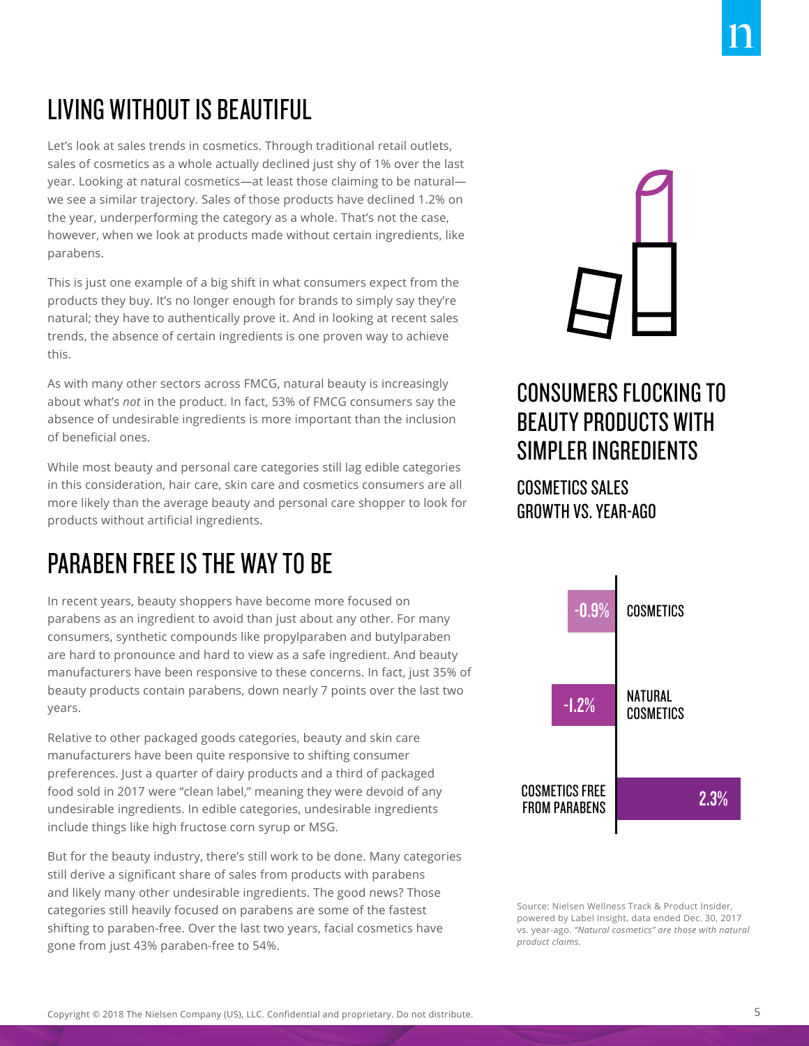# LIVING WITHOUT IS BEAUTIFUL

Let's look at sales trends in cosmetics. Through traditional retail outlets, sales of cosmetics as a whole actually declined just shy of 1% over the last year. Looking at natural cosmetics—at least those claiming to be natural—we see a similar trajectory. Sales of those products have declined 1.2% on the year, underperforming the category as a whole. That's not the case, however, when we look at products made without certain ingredients, like parabens.

This is just one example of a big shift in what consumers expect from the products they buy. It's no longer enough for brands to simply say they're natural; they have to authentically prove it. And in looking at recent sales trends, the absence of certain ingredients is one proven way to achieve this.

As with many other sectors across FMCG, natural beauty is increasingly about what's *not* in the product. In fact, 53% of FMCG consumers say the absence of undesirable ingredients is more important than the inclusion of beneficial ones.

While most beauty and personal care categories still lag edible categories in this consideration, hair care, skin care and cosmetics consumers are all more likely than the average beauty and personal care shopper to look for products without artificial ingredients.

# PARABEN FREE IS THE WAY TO BE

In recent years, beauty shoppers have become more focused on parabens as an ingredient to avoid than just about any other. For many consumers, synthetic compounds like propylparaben and butylparaben are hard to pronounce and hard to view as a safe ingredient. And beauty manufacturers have been responsive to these concerns. In fact, just 35% of beauty products contain parabens, down nearly 7 points over the last two years.

Relative to other packaged goods categories, beauty and skin care manufacturers have been quite responsive to shifting consumer preferences. Just a quarter of dairy products and a third of packaged food sold in 2017 were "clean label," meaning they were devoid of any undesirable ingredients. In edible categories, undesirable ingredients include things like high fructose corn syrup or MSG.

But for the beauty industry, there's still work to be done. Many categories still derive a significant share of sales from products with parabens and likely many other undesirable ingredients. The good news? Those categories still heavily focused on parabens are some of the fastest shifting to paraben-free. Over the last two years, facial cosmetics have gone from just 43% paraben-free to 54%.

## CONSUMERS FLOCKING TO BEAUTY PRODUCTS WITH SIMPLER INGREDIENTS

### COSMETICS SALES GROWTH VS. YEAR-AGO

| Category | Growth |
| --- | --- |
| COSMETICS | -0.9% |
| NATURAL COSMETICS | -1.2% |
| COSMETICS FREE FROM PARABENS | 2.3% |

Source: Nielsen Wellness Track & Product Insider, powered by Label Insight, data ended Dec. 30, 2017 vs. year-ago. *"Natural cosmetics" are those with natural product claims.*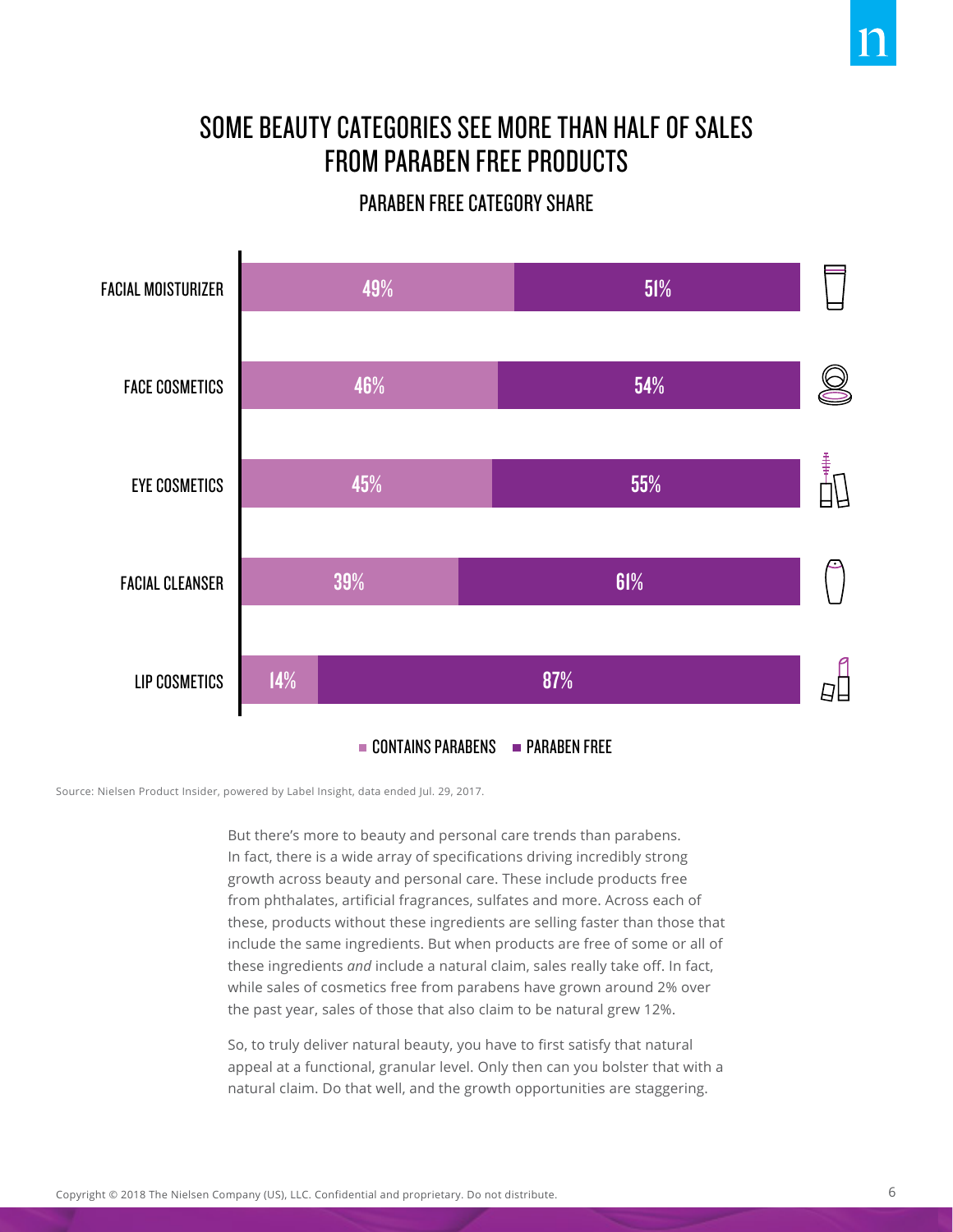# SOME BEAUTY CATEGORIES SEE MORE THAN HALF OF SALES FROM PARABEN FREE PRODUCTS

## PARABEN FREE CATEGORY SHARE

| Category | Contains Parabens | Paraben Free |
| --- | --- | --- |
| FACIAL MOISTURIZER | 49% | 51% |
| FACE COSMETICS | 46% | 54% |
| EYE COSMETICS | 45% | 55% |
| FACIAL CLEANSER | 39% | 61% |
| LIP COSMETICS | 14% | 87% |

Source: Nielsen Product Insider, powered by Label Insight, data ended Jul. 29, 2017.

But there's more to beauty and personal care trends than parabens. In fact, there is a wide array of specifications driving incredibly strong growth across beauty and personal care. These include products free from phthalates, artificial fragrances, sulfates and more. Across each of these, products without these ingredients are selling faster than those that include the same ingredients. But when products are free of some or all of these ingredients *and* include a natural claim, sales really take off. In fact, while sales of cosmetics free from parabens have grown around 2% over the past year, sales of those that also claim to be natural grew 12%.

So, to truly deliver natural beauty, you have to first satisfy that natural appeal at a functional, granular level. Only then can you bolster that with a natural claim. Do that well, and the growth opportunities are staggering.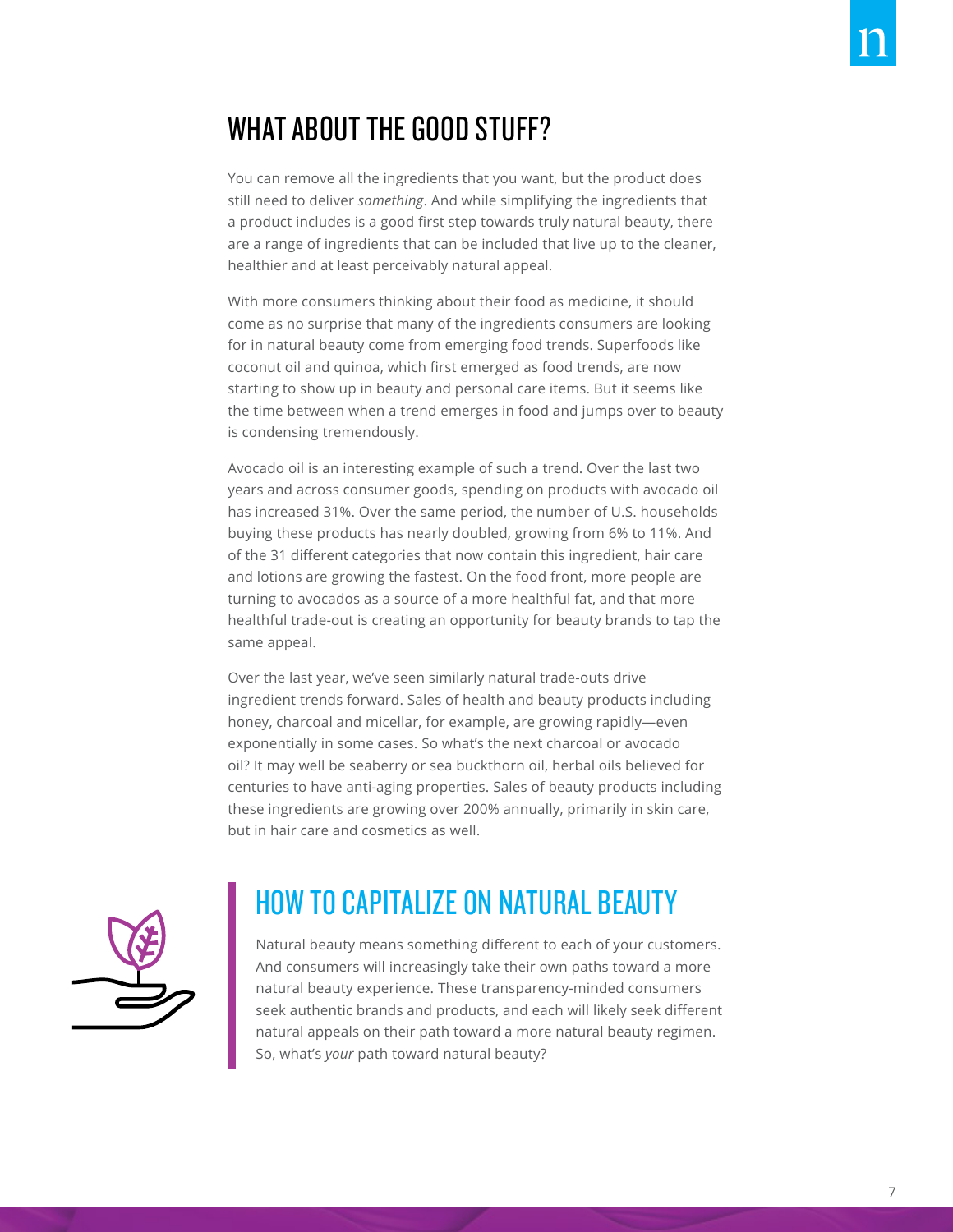## WHAT ABOUT THE GOOD STUFF?

You can remove all the ingredients that you want, but the product does still need to deliver *something*. And while simplifying the ingredients that a product includes is a good first step towards truly natural beauty, there are a range of ingredients that can be included that live up to the cleaner, healthier and at least perceivably natural appeal.

With more consumers thinking about their food as medicine, it should come as no surprise that many of the ingredients consumers are looking for in natural beauty come from emerging food trends. Superfoods like coconut oil and quinoa, which first emerged as food trends, are now starting to show up in beauty and personal care items. But it seems like the time between when a trend emerges in food and jumps over to beauty is condensing tremendously.

Avocado oil is an interesting example of such a trend. Over the last two years and across consumer goods, spending on products with avocado oil has increased 31%. Over the same period, the number of U.S. households buying these products has nearly doubled, growing from 6% to 11%. And of the 31 different categories that now contain this ingredient, hair care and lotions are growing the fastest. On the food front, more people are turning to avocados as a source of a more healthful fat, and that more healthful trade-out is creating an opportunity for beauty brands to tap the same appeal.

Over the last year, we've seen similarly natural trade-outs drive ingredient trends forward. Sales of health and beauty products including honey, charcoal and micellar, for example, are growing rapidly—even exponentially in some cases. So what's the next charcoal or avocado oil? It may well be seaberry or sea buckthorn oil, herbal oils believed for centuries to have anti-aging properties. Sales of beauty products including these ingredients are growing over 200% annually, primarily in skin care, but in hair care and cosmetics as well.

## HOW TO CAPITALIZE ON NATURAL BEAUTY

Natural beauty means something different to each of your customers. And consumers will increasingly take their own paths toward a more natural beauty experience. These transparency-minded consumers seek authentic brands and products, and each will likely seek different natural appeals on their path toward a more natural beauty regimen. So, what's *your* path toward natural beauty?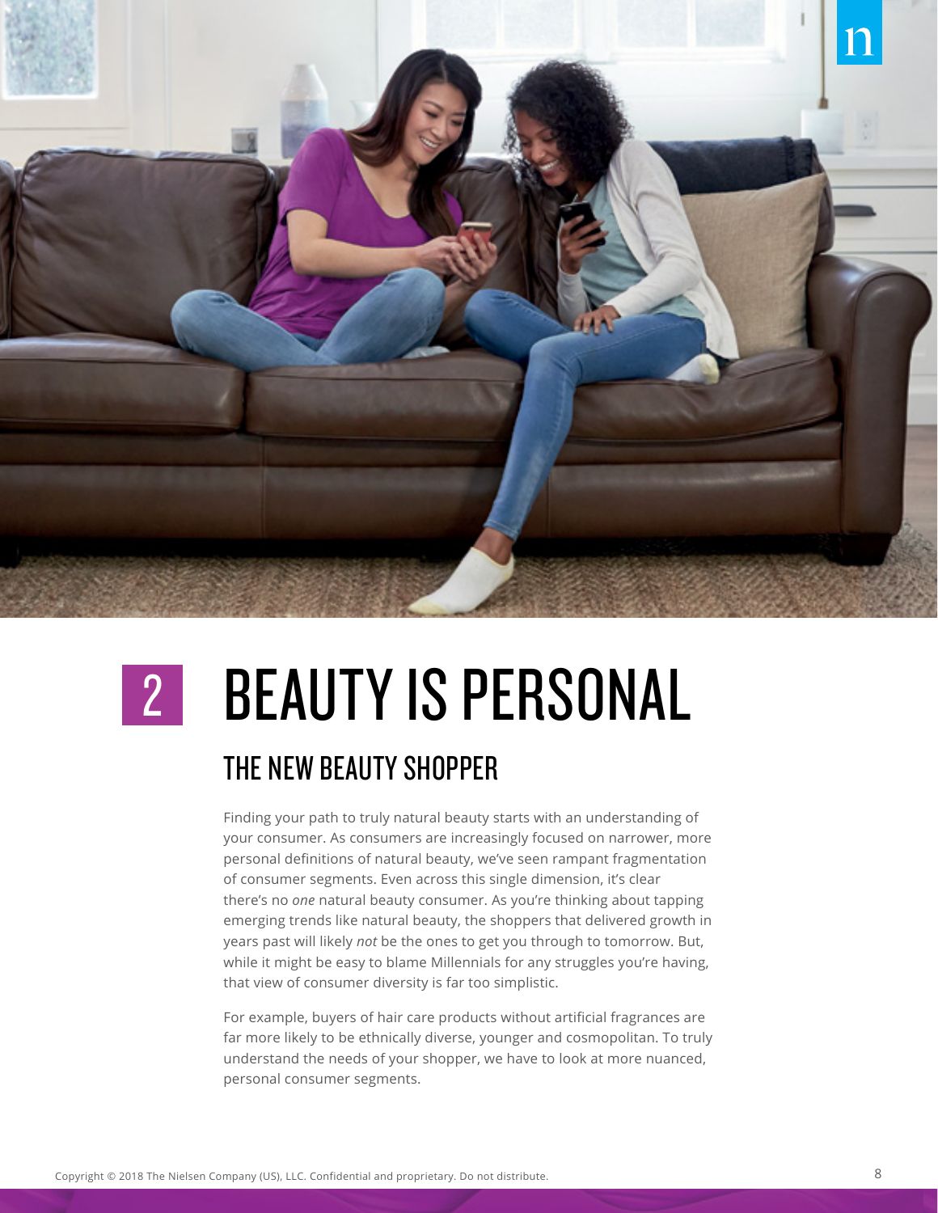# 2 BEAUTY IS PERSONAL

## THE NEW BEAUTY SHOPPER

Finding your path to truly natural beauty starts with an understanding of your consumer. As consumers are increasingly focused on narrower, more personal definitions of natural beauty, we've seen rampant fragmentation of consumer segments. Even across this single dimension, it's clear there's no *one* natural beauty consumer. As you're thinking about tapping emerging trends like natural beauty, the shoppers that delivered growth in years past will likely *not* be the ones to get you through to tomorrow. But, while it might be easy to blame Millennials for any struggles you're having, that view of consumer diversity is far too simplistic.

For example, buyers of hair care products without artificial fragrances are far more likely to be ethnically diverse, younger and cosmopolitan. To truly understand the needs of your shopper, we have to look at more nuanced, personal consumer segments.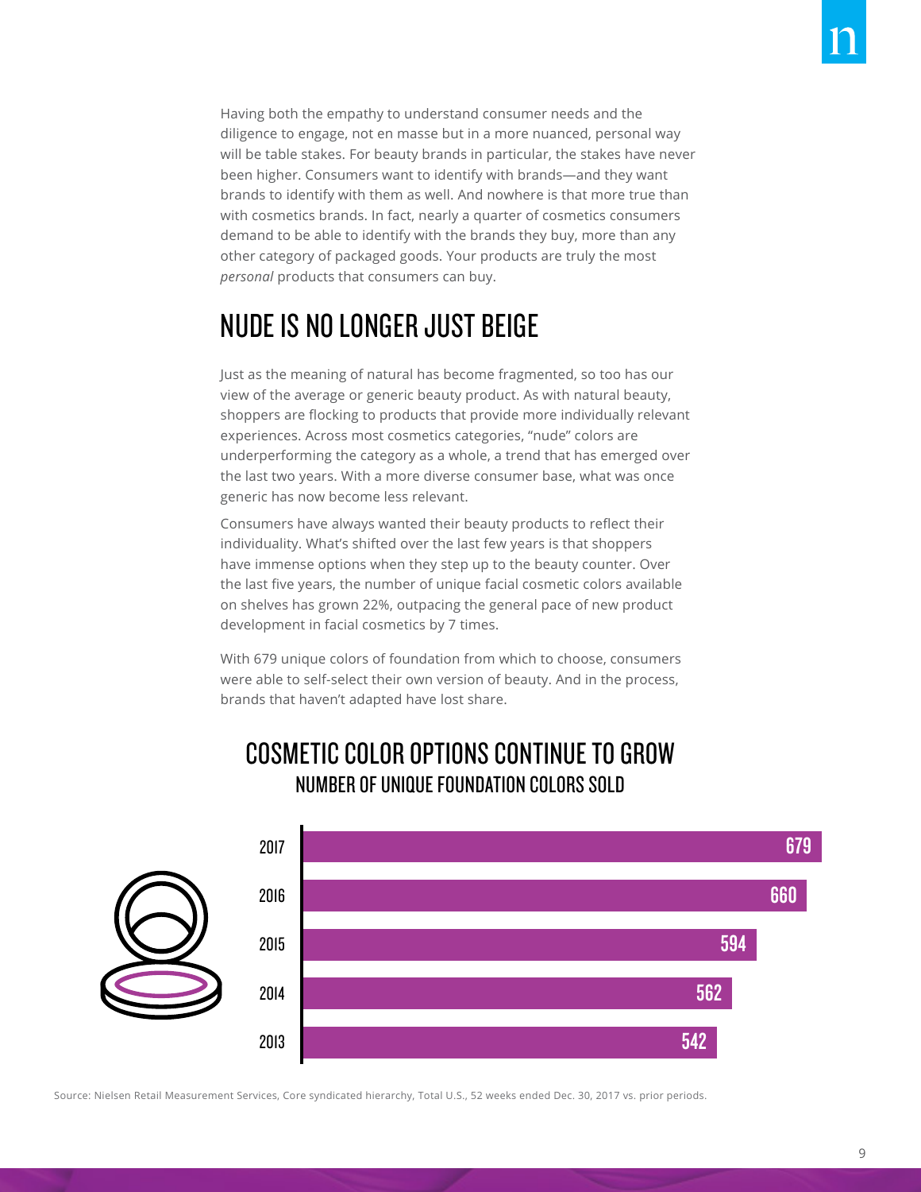Having both the empathy to understand consumer needs and the diligence to engage, not en masse but in a more nuanced, personal way will be table stakes. For beauty brands in particular, the stakes have never been higher. Consumers want to identify with brands—and they want brands to identify with them as well. And nowhere is that more true than with cosmetics brands. In fact, nearly a quarter of cosmetics consumers demand to be able to identify with the brands they buy, more than any other category of packaged goods. Your products are truly the most *personal* products that consumers can buy.

## NUDE IS NO LONGER JUST BEIGE

Just as the meaning of natural has become fragmented, so too has our view of the average or generic beauty product. As with natural beauty, shoppers are flocking to products that provide more individually relevant experiences. Across most cosmetics categories, "nude" colors are underperforming the category as a whole, a trend that has emerged over the last two years. With a more diverse consumer base, what was once generic has now become less relevant.

Consumers have always wanted their beauty products to reflect their individuality. What's shifted over the last few years is that shoppers have immense options when they step up to the beauty counter. Over the last five years, the number of unique facial cosmetic colors available on shelves has grown 22%, outpacing the general pace of new product development in facial cosmetics by 7 times.

With 679 unique colors of foundation from which to choose, consumers were able to self-select their own version of beauty. And in the process, brands that haven't adapted have lost share.

### COSMETIC COLOR OPTIONS CONTINUE TO GROW

#### NUMBER OF UNIQUE FOUNDATION COLORS SOLD

| Year | Number of unique foundation colors |
| --- | --- |
| 2017 | 679 |
| 2016 | 660 |
| 2015 | 594 |
| 2014 | 562 |
| 2013 | 542 |

Source: Nielsen Retail Measurement Services, Core syndicated hierarchy, Total U.S., 52 weeks ended Dec. 30, 2017 vs. prior periods.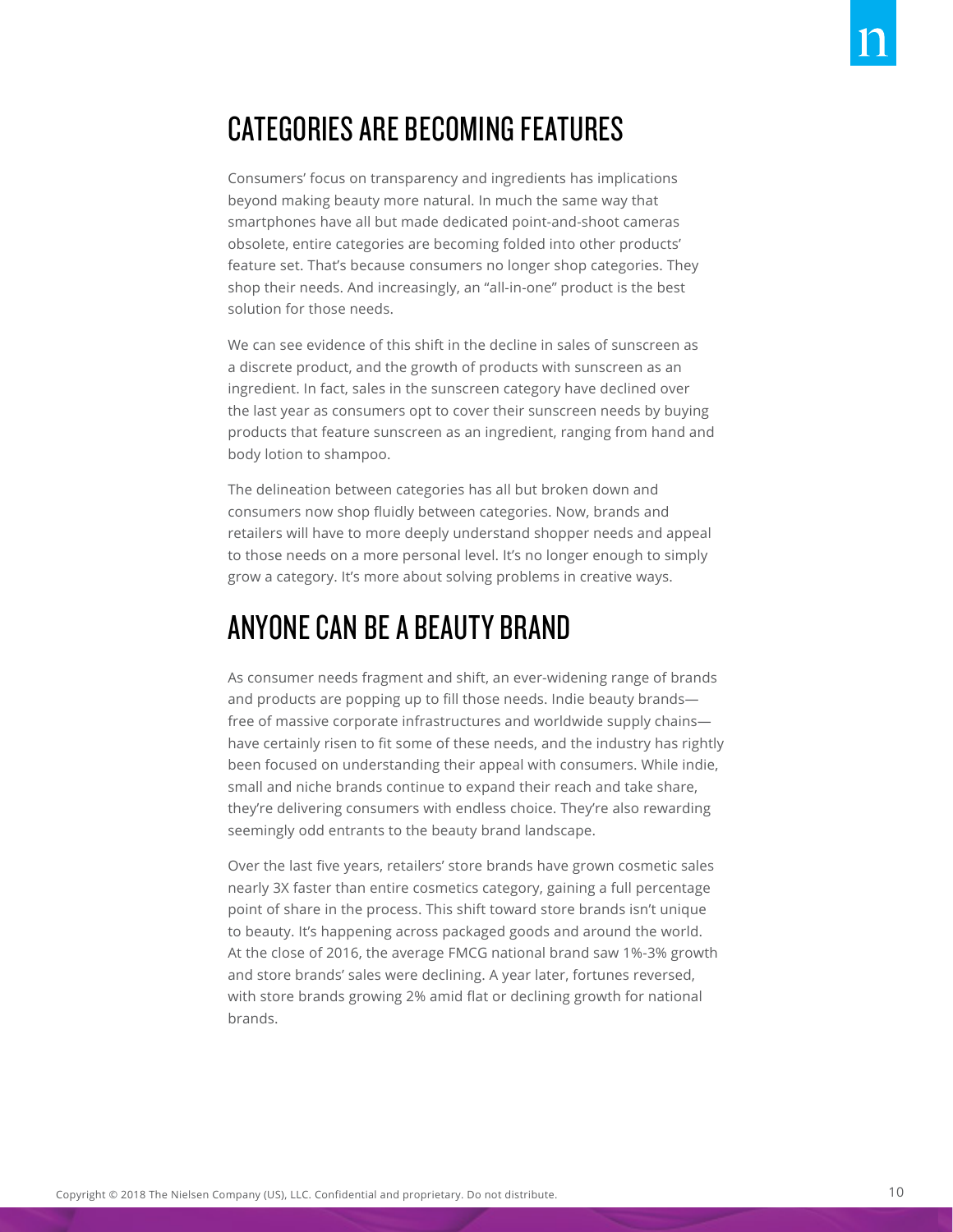## CATEGORIES ARE BECOMING FEATURES

Consumers' focus on transparency and ingredients has implications beyond making beauty more natural. In much the same way that smartphones have all but made dedicated point-and-shoot cameras obsolete, entire categories are becoming folded into other products' feature set. That's because consumers no longer shop categories. They shop their needs. And increasingly, an "all-in-one" product is the best solution for those needs.

We can see evidence of this shift in the decline in sales of sunscreen as a discrete product, and the growth of products with sunscreen as an ingredient. In fact, sales in the sunscreen category have declined over the last year as consumers opt to cover their sunscreen needs by buying products that feature sunscreen as an ingredient, ranging from hand and body lotion to shampoo.

The delineation between categories has all but broken down and consumers now shop fluidly between categories. Now, brands and retailers will have to more deeply understand shopper needs and appeal to those needs on a more personal level. It's no longer enough to simply grow a category. It's more about solving problems in creative ways.

## ANYONE CAN BE A BEAUTY BRAND

As consumer needs fragment and shift, an ever-widening range of brands and products are popping up to fill those needs. Indie beauty brands—free of massive corporate infrastructures and worldwide supply chains—have certainly risen to fit some of these needs, and the industry has rightly been focused on understanding their appeal with consumers. While indie, small and niche brands continue to expand their reach and take share, they're delivering consumers with endless choice. They're also rewarding seemingly odd entrants to the beauty brand landscape.

Over the last five years, retailers' store brands have grown cosmetic sales nearly 3X faster than entire cosmetics category, gaining a full percentage point of share in the process. This shift toward store brands isn't unique to beauty. It's happening across packaged goods and around the world. At the close of 2016, the average FMCG national brand saw 1%-3% growth and store brands' sales were declining. A year later, fortunes reversed, with store brands growing 2% amid flat or declining growth for national brands.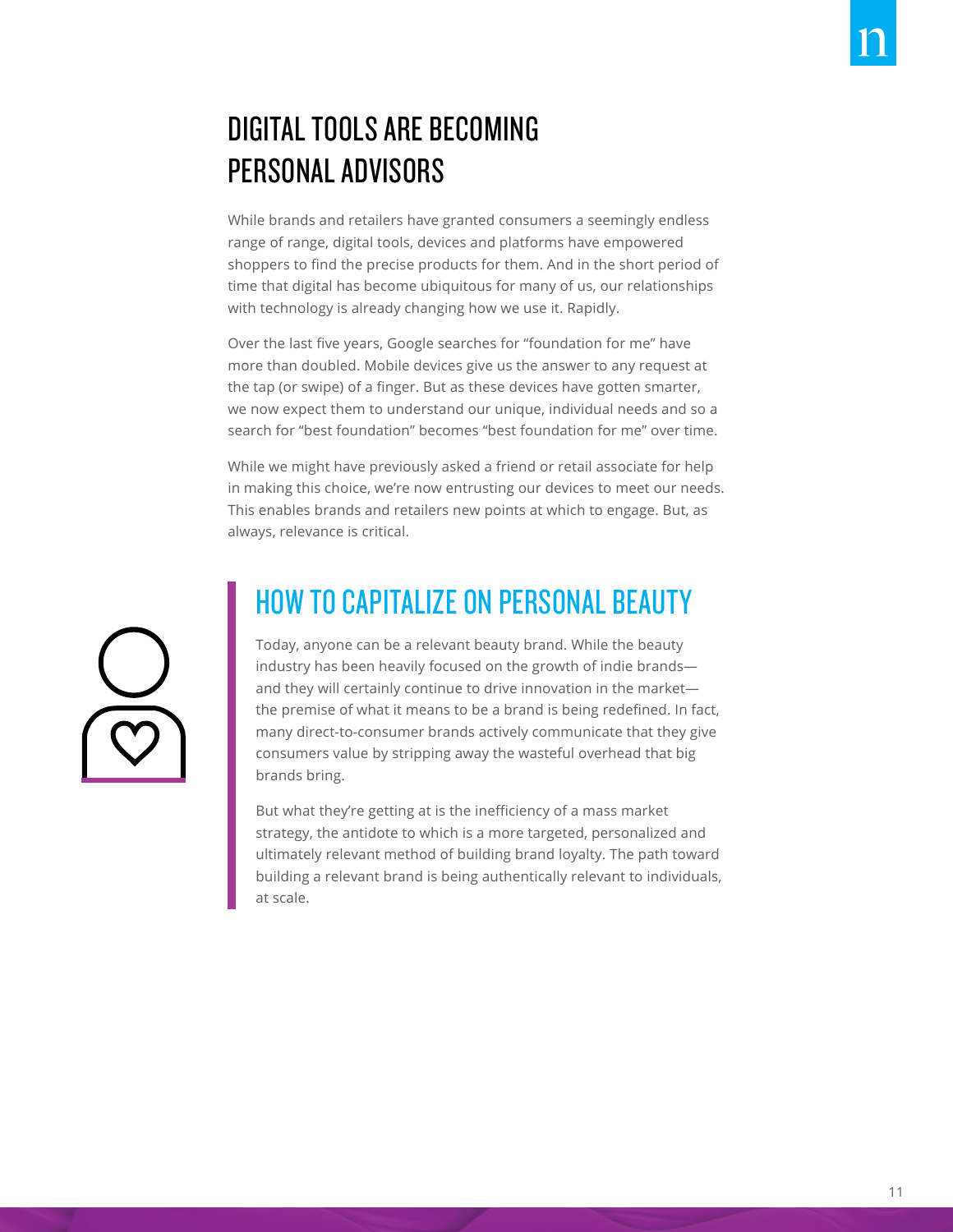# DIGITAL TOOLS ARE BECOMING PERSONAL ADVISORS

While brands and retailers have granted consumers a seemingly endless range of range, digital tools, devices and platforms have empowered shoppers to find the precise products for them. And in the short period of time that digital has become ubiquitous for many of us, our relationships with technology is already changing how we use it. Rapidly.

Over the last five years, Google searches for "foundation for me" have more than doubled. Mobile devices give us the answer to any request at the tap (or swipe) of a finger. But as these devices have gotten smarter, we now expect them to understand our unique, individual needs and so a search for "best foundation" becomes "best foundation for me" over time.

While we might have previously asked a friend or retail associate for help in making this choice, we're now entrusting our devices to meet our needs. This enables brands and retailers new points at which to engage. But, as always, relevance is critical.

## HOW TO CAPITALIZE ON PERSONAL BEAUTY

Today, anyone can be a relevant beauty brand. While the beauty industry has been heavily focused on the growth of indie brands—and they will certainly continue to drive innovation in the market—the premise of what it means to be a brand is being redefined. In fact, many direct-to-consumer brands actively communicate that they give consumers value by stripping away the wasteful overhead that big brands bring.

But what they're getting at is the inefficiency of a mass market strategy, the antidote to which is a more targeted, personalized and ultimately relevant method of building brand loyalty. The path toward building a relevant brand is being authentically relevant to individuals, at scale.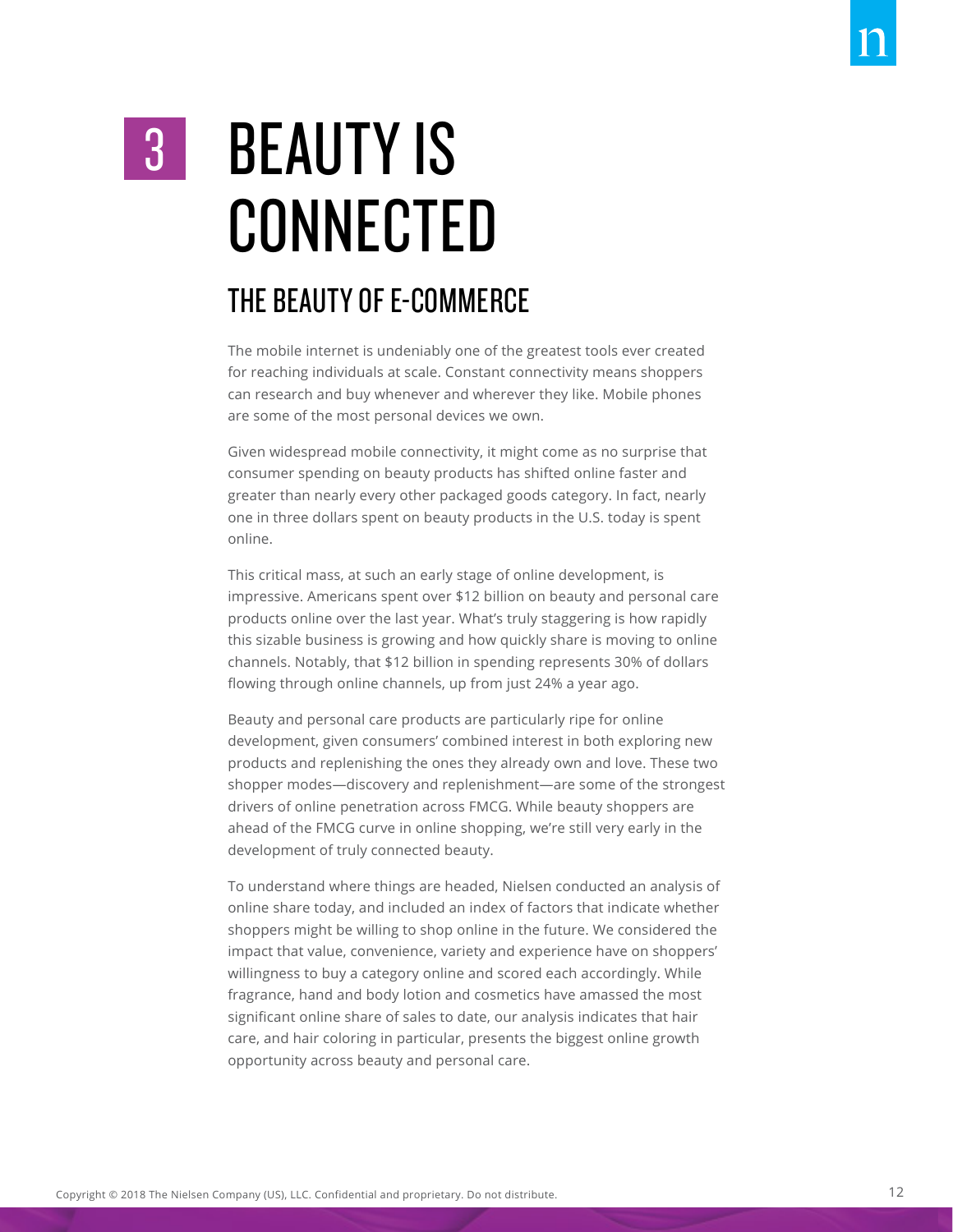# 3 BEAUTY IS CONNECTED

## THE BEAUTY OF E-COMMERCE

The mobile internet is undeniably one of the greatest tools ever created for reaching individuals at scale. Constant connectivity means shoppers can research and buy whenever and wherever they like. Mobile phones are some of the most personal devices we own.

Given widespread mobile connectivity, it might come as no surprise that consumer spending on beauty products has shifted online faster and greater than nearly every other packaged goods category. In fact, nearly one in three dollars spent on beauty products in the U.S. today is spent online.

This critical mass, at such an early stage of online development, is impressive. Americans spent over $12 billion on beauty and personal care products online over the last year. What's truly staggering is how rapidly this sizable business is growing and how quickly share is moving to online channels. Notably, that $12 billion in spending represents 30% of dollars flowing through online channels, up from just 24% a year ago.

Beauty and personal care products are particularly ripe for online development, given consumers' combined interest in both exploring new products and replenishing the ones they already own and love. These two shopper modes—discovery and replenishment—are some of the strongest drivers of online penetration across FMCG. While beauty shoppers are ahead of the FMCG curve in online shopping, we're still very early in the development of truly connected beauty.

To understand where things are headed, Nielsen conducted an analysis of online share today, and included an index of factors that indicate whether shoppers might be willing to shop online in the future. We considered the impact that value, convenience, variety and experience have on shoppers' willingness to buy a category online and scored each accordingly. While fragrance, hand and body lotion and cosmetics have amassed the most significant online share of sales to date, our analysis indicates that hair care, and hair coloring in particular, presents the biggest online growth opportunity across beauty and personal care.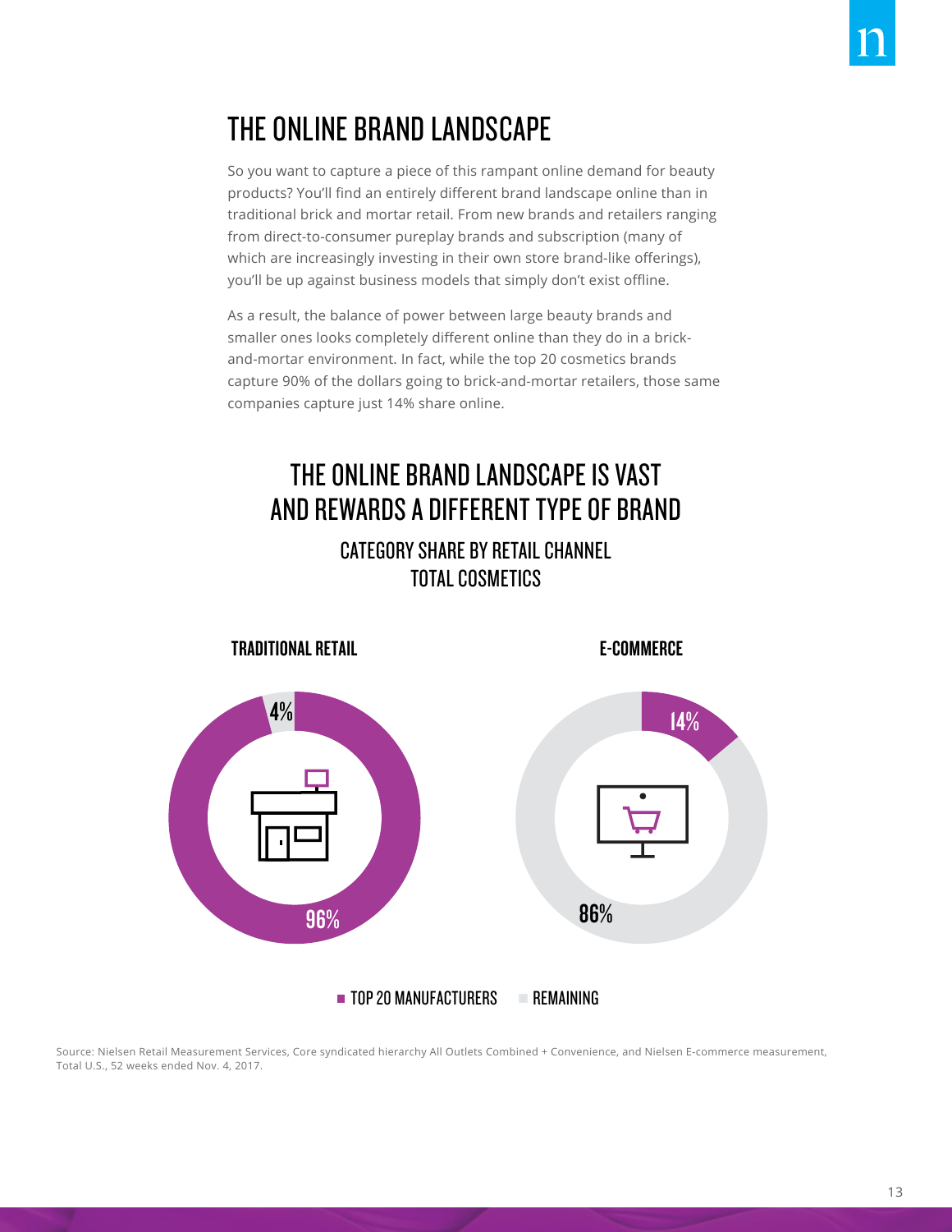# THE ONLINE BRAND LANDSCAPE

So you want to capture a piece of this rampant online demand for beauty products? You'll find an entirely different brand landscape online than in traditional brick and mortar retail. From new brands and retailers ranging from direct-to-consumer pureplay brands and subscription (many of which are increasingly investing in their own store brand-like offerings), you'll be up against business models that simply don't exist offline.

As a result, the balance of power between large beauty brands and smaller ones looks completely different online than they do in a brick-and-mortar environment. In fact, while the top 20 cosmetics brands capture 90% of the dollars going to brick-and-mortar retailers, those same companies capture just 14% share online.

## THE ONLINE BRAND LANDSCAPE IS VAST AND REWARDS A DIFFERENT TYPE OF BRAND

### CATEGORY SHARE BY RETAIL CHANNEL TOTAL COSMETICS

| | TRADITIONAL RETAIL | E-COMMERCE |
|---|---|---|
| TOP 20 MANUFACTURERS | 96% | 14% |
| REMAINING | 4% | 86% |

Source: Nielsen Retail Measurement Services, Core syndicated hierarchy All Outlets Combined + Convenience, and Nielsen E-commerce measurement, Total U.S., 52 weeks ended Nov. 4, 2017.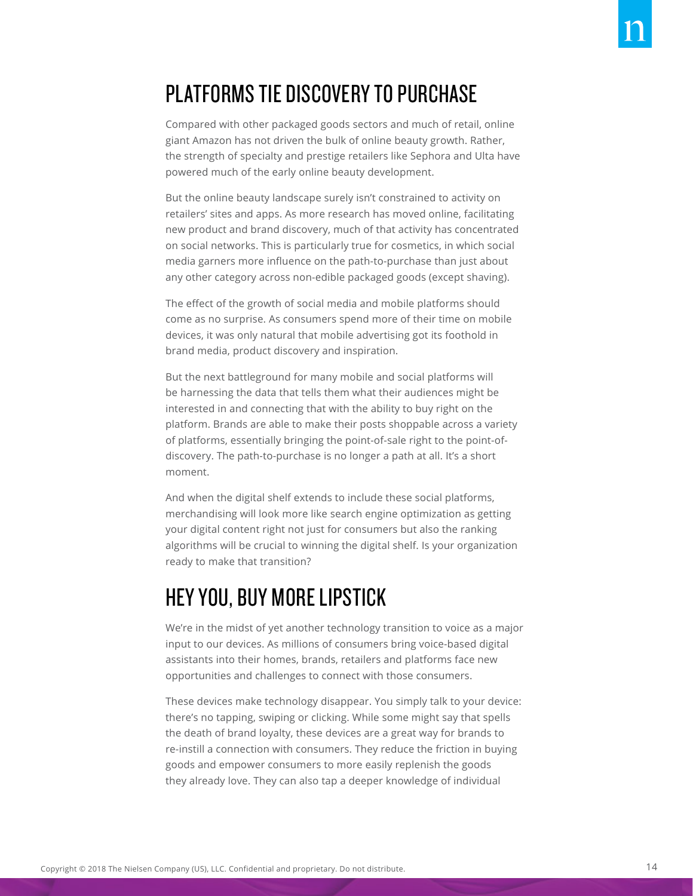## PLATFORMS TIE DISCOVERY TO PURCHASE

Compared with other packaged goods sectors and much of retail, online giant Amazon has not driven the bulk of online beauty growth. Rather, the strength of specialty and prestige retailers like Sephora and Ulta have powered much of the early online beauty development.

But the online beauty landscape surely isn't constrained to activity on retailers' sites and apps. As more research has moved online, facilitating new product and brand discovery, much of that activity has concentrated on social networks. This is particularly true for cosmetics, in which social media garners more influence on the path-to-purchase than just about any other category across non-edible packaged goods (except shaving).

The effect of the growth of social media and mobile platforms should come as no surprise. As consumers spend more of their time on mobile devices, it was only natural that mobile advertising got its foothold in brand media, product discovery and inspiration.

But the next battleground for many mobile and social platforms will be harnessing the data that tells them what their audiences might be interested in and connecting that with the ability to buy right on the platform. Brands are able to make their posts shoppable across a variety of platforms, essentially bringing the point-of-sale right to the point-of-discovery. The path-to-purchase is no longer a path at all. It's a short moment.

And when the digital shelf extends to include these social platforms, merchandising will look more like search engine optimization as getting your digital content right not just for consumers but also the ranking algorithms will be crucial to winning the digital shelf. Is your organization ready to make that transition?

## HEY YOU, BUY MORE LIPSTICK

We're in the midst of yet another technology transition to voice as a major input to our devices. As millions of consumers bring voice-based digital assistants into their homes, brands, retailers and platforms face new opportunities and challenges to connect with those consumers.

These devices make technology disappear. You simply talk to your device: there's no tapping, swiping or clicking. While some might say that spells the death of brand loyalty, these devices are a great way for brands to re-instill a connection with consumers. They reduce the friction in buying goods and empower consumers to more easily replenish the goods they already love. They can also tap a deeper knowledge of individual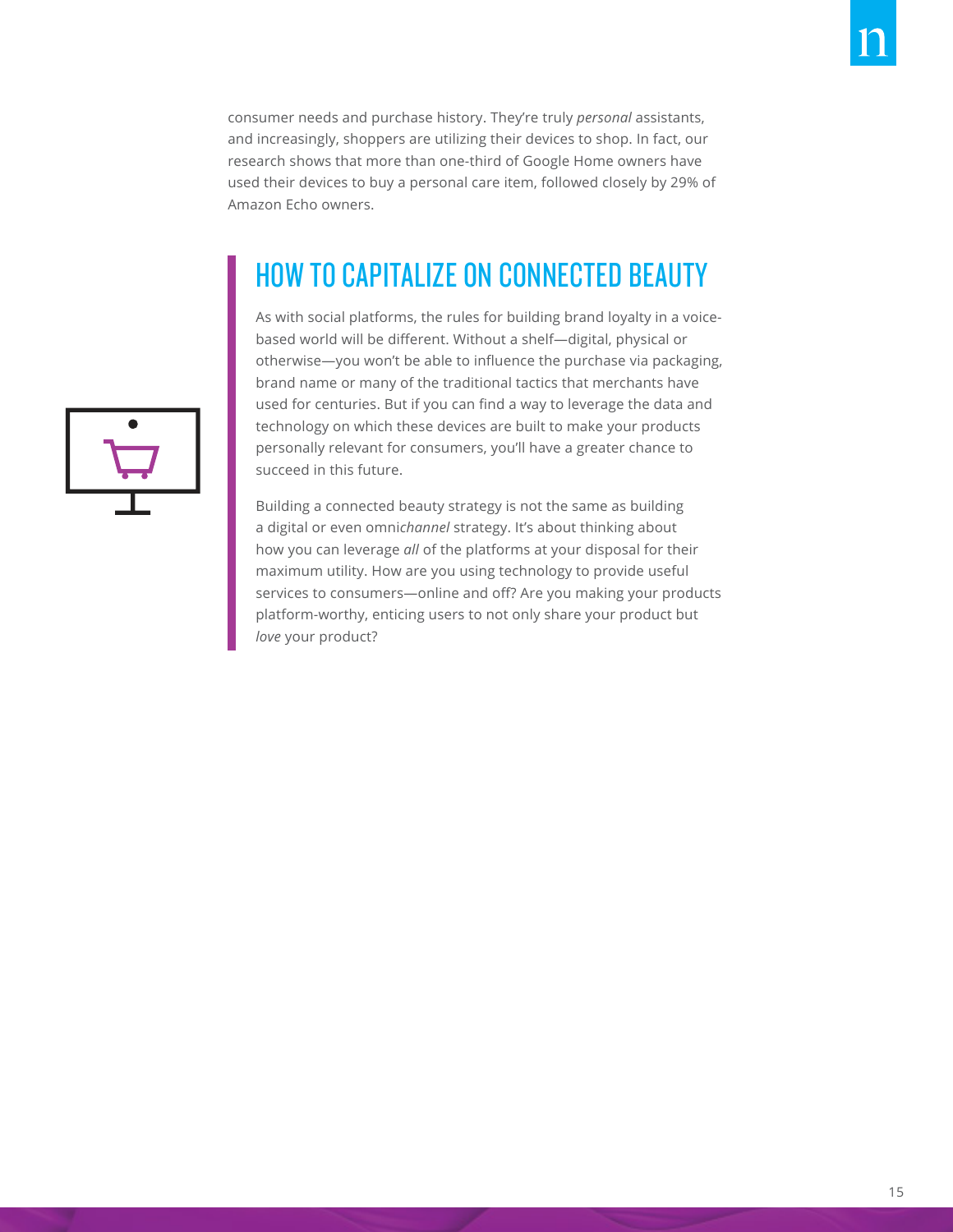consumer needs and purchase history. They're truly *personal* assistants, and increasingly, shoppers are utilizing their devices to shop. In fact, our research shows that more than one-third of Google Home owners have used their devices to buy a personal care item, followed closely by 29% of Amazon Echo owners.

## HOW TO CAPITALIZE ON CONNECTED BEAUTY

As with social platforms, the rules for building brand loyalty in a voice-based world will be different. Without a shelf—digital, physical or otherwise—you won't be able to influence the purchase via packaging, brand name or many of the traditional tactics that merchants have used for centuries. But if you can find a way to leverage the data and technology on which these devices are built to make your products personally relevant for consumers, you'll have a greater chance to succeed in this future.

Building a connected beauty strategy is not the same as building a digital or even omni*channel* strategy. It's about thinking about how you can leverage *all* of the platforms at your disposal for their maximum utility. How are you using technology to provide useful services to consumers—online and off? Are you making your products platform-worthy, enticing users to not only share your product but *love* your product?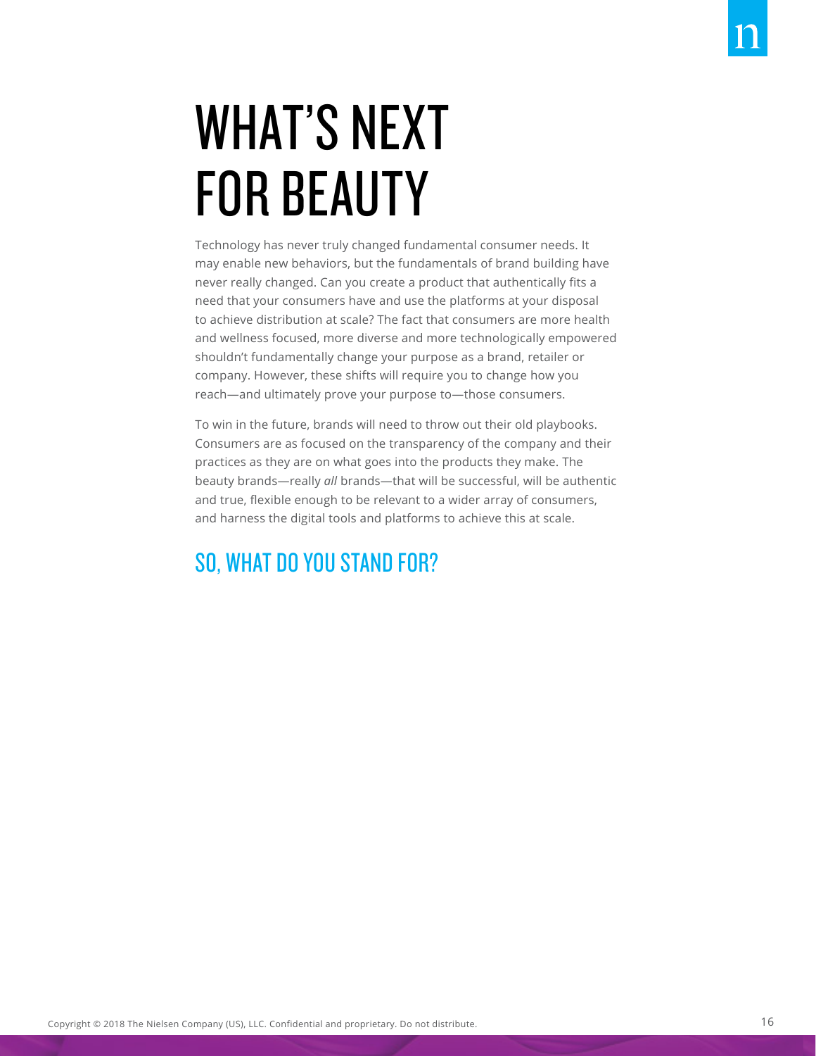# WHAT'S NEXT FOR BEAUTY

Technology has never truly changed fundamental consumer needs. It may enable new behaviors, but the fundamentals of brand building have never really changed. Can you create a product that authentically fits a need that your consumers have and use the platforms at your disposal to achieve distribution at scale? The fact that consumers are more health and wellness focused, more diverse and more technologically empowered shouldn't fundamentally change your purpose as a brand, retailer or company. However, these shifts will require you to change how you reach—and ultimately prove your purpose to—those consumers.

To win in the future, brands will need to throw out their old playbooks. Consumers are as focused on the transparency of the company and their practices as they are on what goes into the products they make. The beauty brands—really *all* brands—that will be successful, will be authentic and true, flexible enough to be relevant to a wider array of consumers, and harness the digital tools and platforms to achieve this at scale.

## SO, WHAT DO YOU STAND FOR?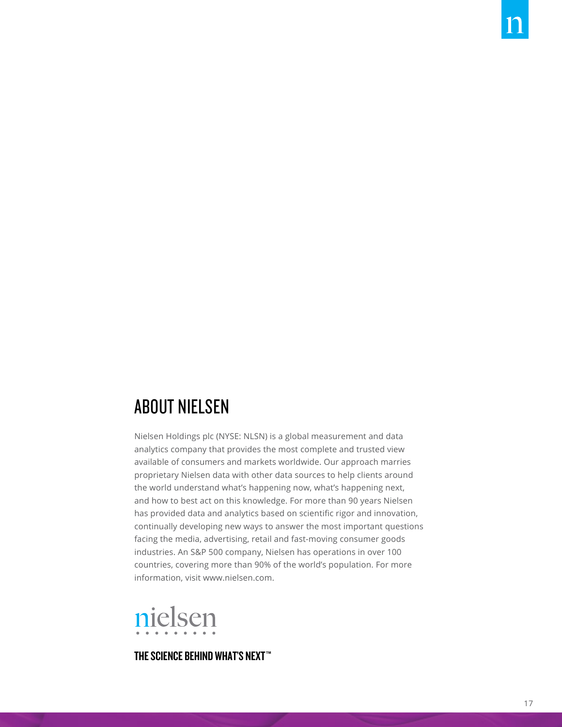## ABOUT NIELSEN

Nielsen Holdings plc (NYSE: NLSN) is a global measurement and data analytics company that provides the most complete and trusted view available of consumers and markets worldwide. Our approach marries proprietary Nielsen data with other data sources to help clients around the world understand what's happening now, what's happening next, and how to best act on this knowledge. For more than 90 years Nielsen has provided data and analytics based on scientific rigor and innovation, continually developing new ways to answer the most important questions facing the media, advertising, retail and fast-moving consumer goods industries. An S&P 500 company, Nielsen has operations in over 100 countries, covering more than 90% of the world's population. For more information, visit www.nielsen.com.

nielsen

**THE SCIENCE BEHIND WHAT'S NEXT™**